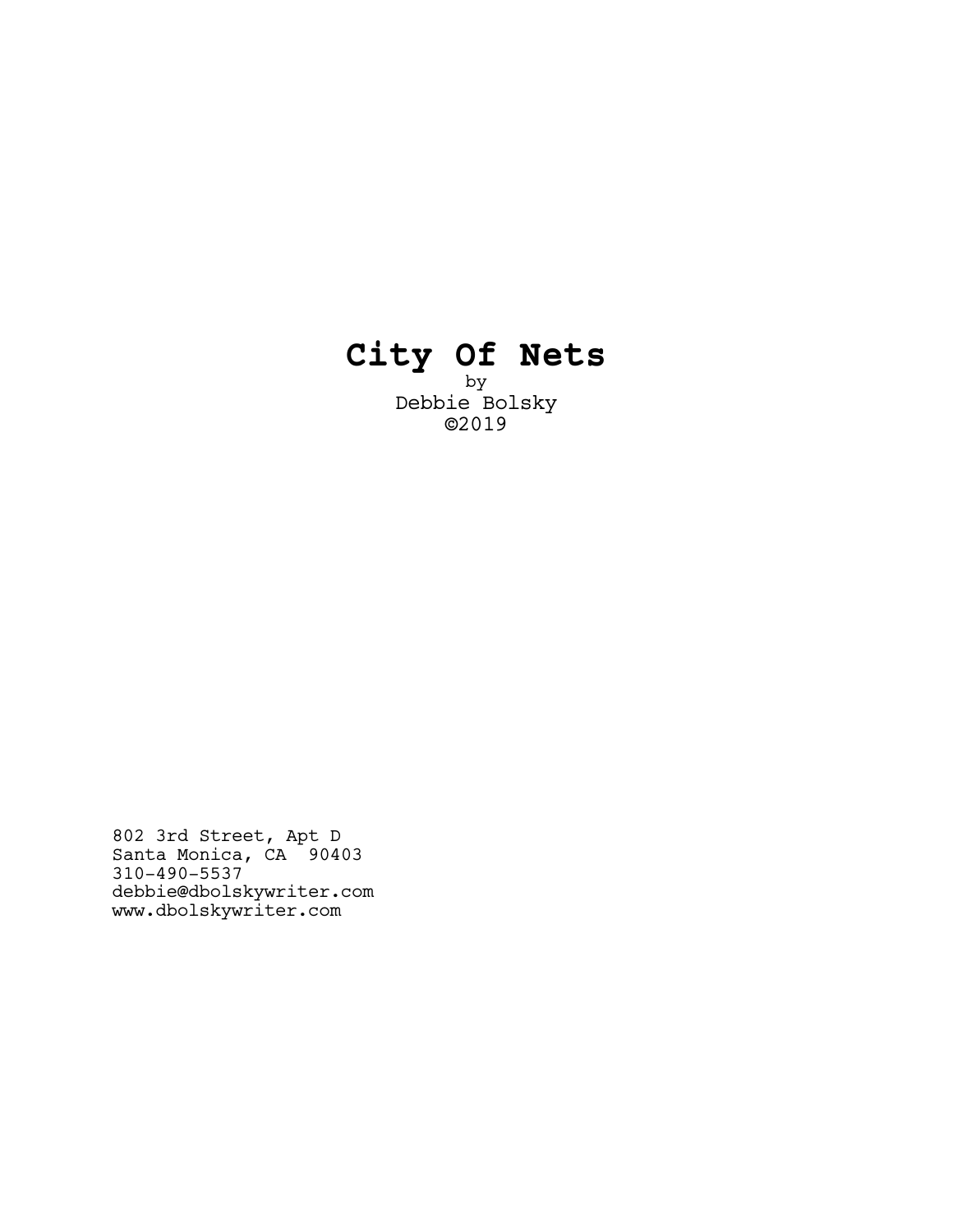# City Of Nets

by

Debbie Bolsky

©2019

802 3rd Street, Apt D
Santa Monica, CA  90403
310-490-5537
debbie@dbolskywriter.com
www.dbolskywriter.com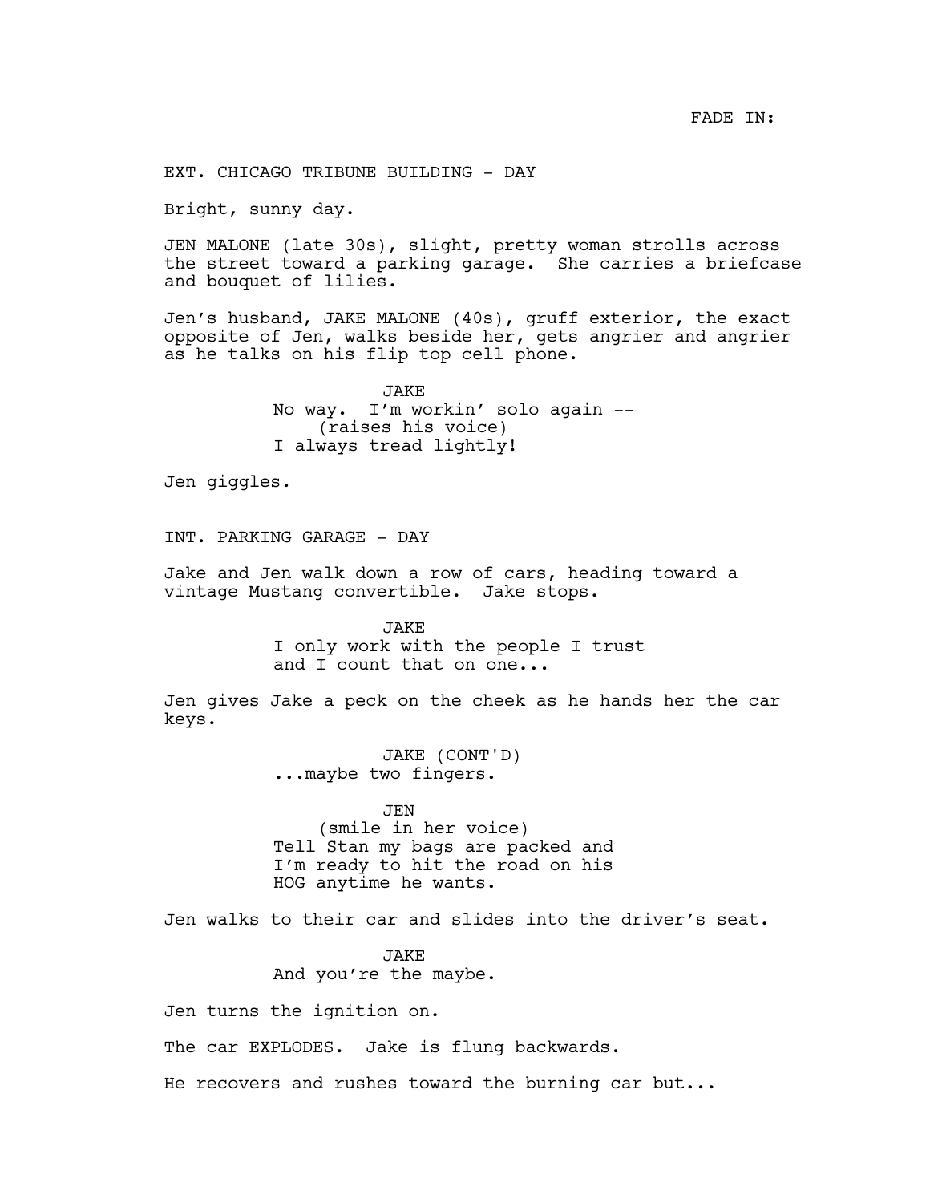FADE IN:

EXT. CHICAGO TRIBUNE BUILDING - DAY

Bright, sunny day.

JEN MALONE (late 30s), slight, pretty woman strolls across the street toward a parking garage. She carries a briefcase and bouquet of lilies.

Jen's husband, JAKE MALONE (40s), gruff exterior, the exact opposite of Jen, walks beside her, gets angrier and angrier as he talks on his flip top cell phone.

JAKE
No way. I'm workin' solo again --
(raises his voice)
I always tread lightly!

Jen giggles.

INT. PARKING GARAGE - DAY

Jake and Jen walk down a row of cars, heading toward a vintage Mustang convertible. Jake stops.

JAKE
I only work with the people I trust and I count that on one...

Jen gives Jake a peck on the cheek as he hands her the car keys.

JAKE (CONT'D)
...maybe two fingers.

JEN
(smile in her voice)
Tell Stan my bags are packed and I'm ready to hit the road on his HOG anytime he wants.

Jen walks to their car and slides into the driver's seat.

JAKE
And you're the maybe.

Jen turns the ignition on.

The car EXPLODES. Jake is flung backwards.

He recovers and rushes toward the burning car but...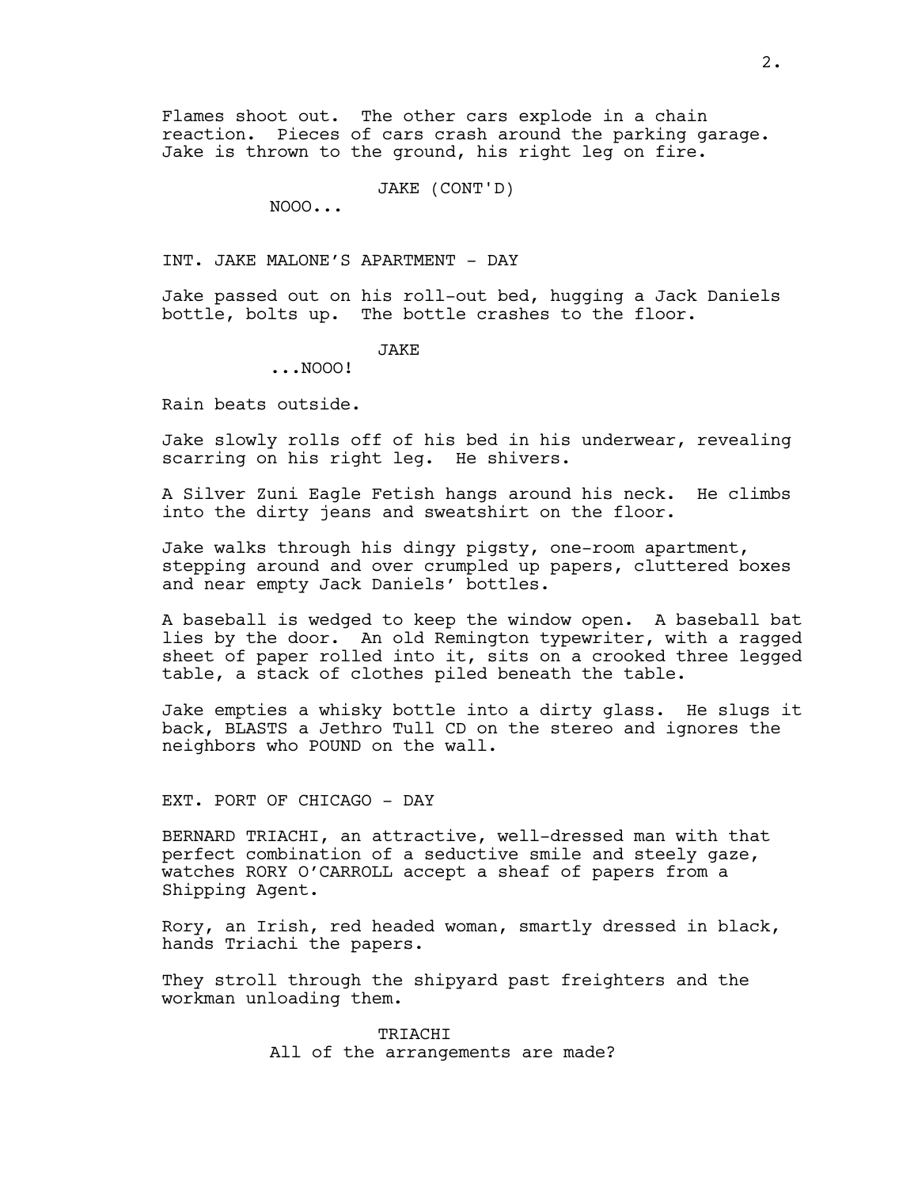Flames shoot out. The other cars explode in a chain reaction. Pieces of cars crash around the parking garage. Jake is thrown to the ground, his right leg on fire.

JAKE (CONT'D)

NOOO...

INT. JAKE MALONE'S APARTMENT - DAY

Jake passed out on his roll-out bed, hugging a Jack Daniels bottle, bolts up. The bottle crashes to the floor.

JAKE

...NOOO!

Rain beats outside.

Jake slowly rolls off of his bed in his underwear, revealing scarring on his right leg. He shivers.

A Silver Zuni Eagle Fetish hangs around his neck. He climbs into the dirty jeans and sweatshirt on the floor.

Jake walks through his dingy pigsty, one-room apartment, stepping around and over crumpled up papers, cluttered boxes and near empty Jack Daniels' bottles.

A baseball is wedged to keep the window open. A baseball bat lies by the door. An old Remington typewriter, with a ragged sheet of paper rolled into it, sits on a crooked three legged table, a stack of clothes piled beneath the table.

Jake empties a whisky bottle into a dirty glass. He slugs it back, BLASTS a Jethro Tull CD on the stereo and ignores the neighbors who POUND on the wall.

EXT. PORT OF CHICAGO - DAY

BERNARD TRIACHI, an attractive, well-dressed man with that perfect combination of a seductive smile and steely gaze, watches RORY O'CARROLL accept a sheaf of papers from a Shipping Agent.

Rory, an Irish, red headed woman, smartly dressed in black, hands Triachi the papers.

They stroll through the shipyard past freighters and the workman unloading them.

TRIACHI

All of the arrangements are made?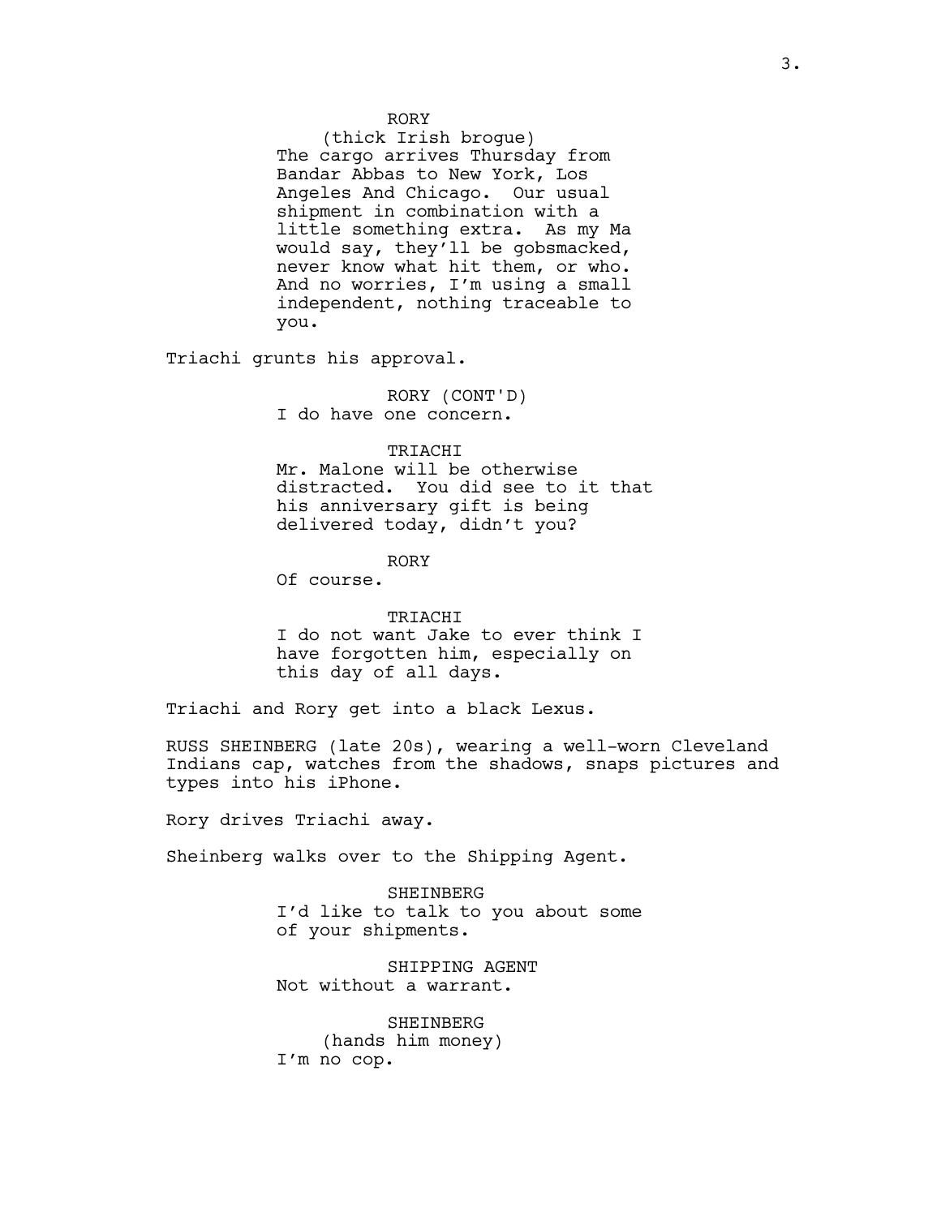RORY
(thick Irish brogue)
The cargo arrives Thursday from Bandar Abbas to New York, Los Angeles And Chicago. Our usual shipment in combination with a little something extra. As my Ma would say, they'll be gobsmacked, never know what hit them, or who. And no worries, I'm using a small independent, nothing traceable to you.

Triachi grunts his approval.

RORY (CONT'D)
I do have one concern.

TRIACHI
Mr. Malone will be otherwise distracted. You did see to it that his anniversary gift is being delivered today, didn't you?

RORY
Of course.

TRIACHI
I do not want Jake to ever think I have forgotten him, especially on this day of all days.

Triachi and Rory get into a black Lexus.

RUSS SHEINBERG (late 20s), wearing a well-worn Cleveland Indians cap, watches from the shadows, snaps pictures and types into his iPhone.

Rory drives Triachi away.

Sheinberg walks over to the Shipping Agent.

SHEINBERG
I'd like to talk to you about some of your shipments.

SHIPPING AGENT
Not without a warrant.

SHEINBERG
(hands him money)
I'm no cop.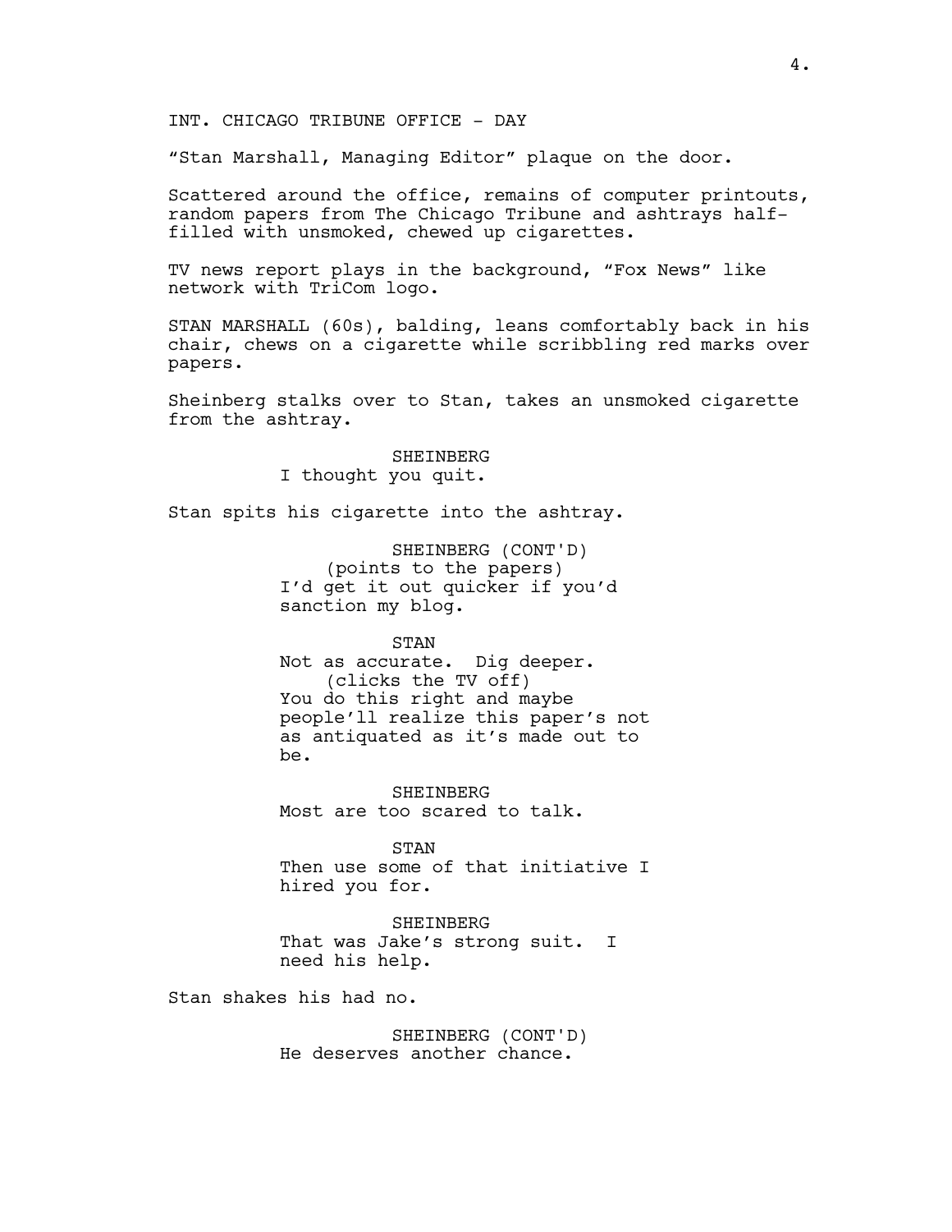INT. CHICAGO TRIBUNE OFFICE - DAY

"Stan Marshall, Managing Editor" plaque on the door.

Scattered around the office, remains of computer printouts, random papers from The Chicago Tribune and ashtrays half-filled with unsmoked, chewed up cigarettes.

TV news report plays in the background, "Fox News" like network with TriCom logo.

STAN MARSHALL (60s), balding, leans comfortably back in his chair, chews on a cigarette while scribbling red marks over papers.

Sheinberg stalks over to Stan, takes an unsmoked cigarette from the ashtray.

SHEINBERG
I thought you quit.

Stan spits his cigarette into the ashtray.

SHEINBERG (CONT'D)
(points to the papers)
I'd get it out quicker if you'd sanction my blog.

STAN
Not as accurate. Dig deeper.
(clicks the TV off)
You do this right and maybe people'll realize this paper's not as antiquated as it's made out to be.

SHEINBERG
Most are too scared to talk.

STAN
Then use some of that initiative I hired you for.

SHEINBERG
That was Jake's strong suit. I need his help.

Stan shakes his had no.

SHEINBERG (CONT'D)
He deserves another chance.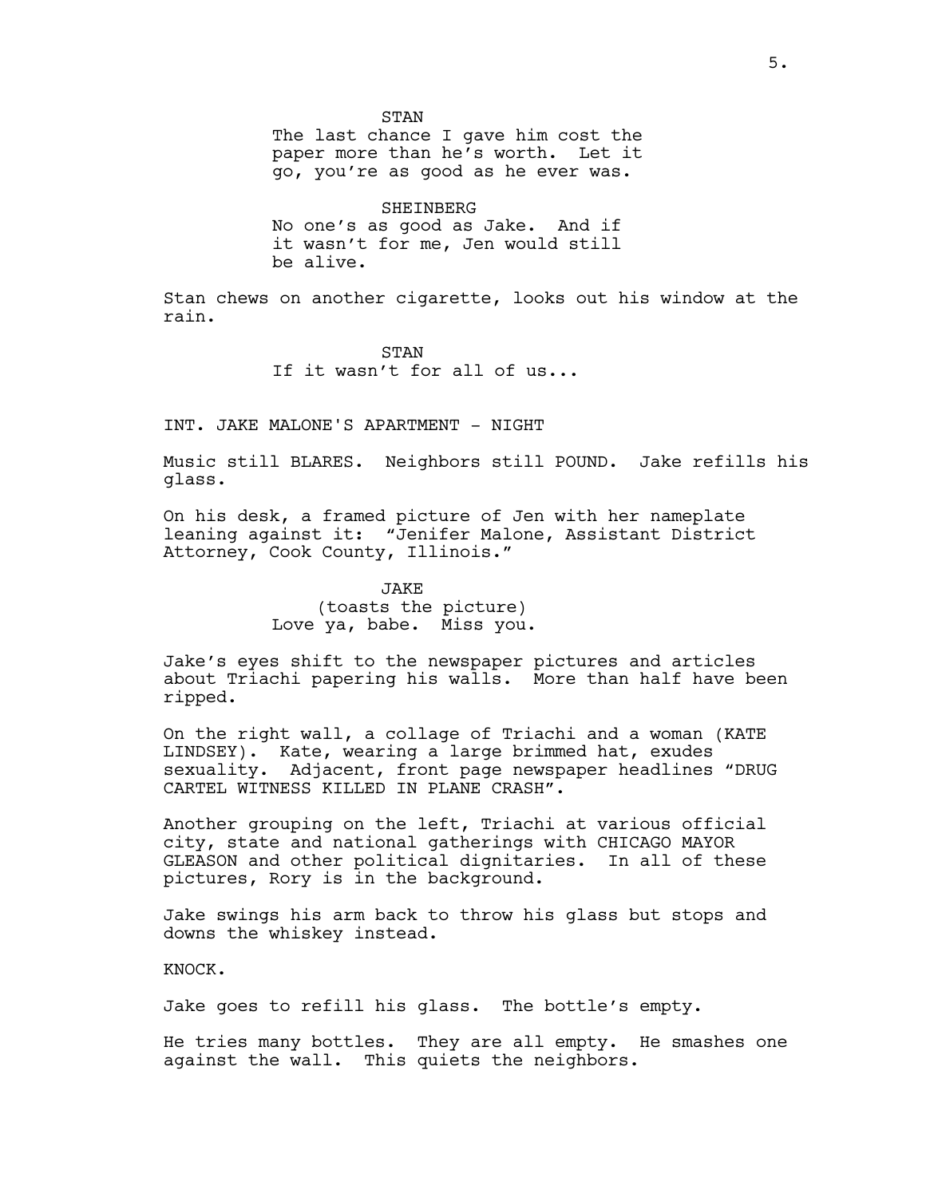STAN

The last chance I gave him cost the paper more than he's worth. Let it go, you're as good as he ever was.

SHEINBERG

No one's as good as Jake. And if it wasn't for me, Jen would still be alive.

Stan chews on another cigarette, looks out his window at the rain.

STAN

If it wasn't for all of us...

INT. JAKE MALONE'S APARTMENT - NIGHT

Music still BLARES. Neighbors still POUND. Jake refills his glass.

On his desk, a framed picture of Jen with her nameplate leaning against it: "Jenifer Malone, Assistant District Attorney, Cook County, Illinois."

JAKE

(toasts the picture)

Love ya, babe. Miss you.

Jake's eyes shift to the newspaper pictures and articles about Triachi papering his walls. More than half have been ripped.

On the right wall, a collage of Triachi and a woman (KATE LINDSEY). Kate, wearing a large brimmed hat, exudes sexuality. Adjacent, front page newspaper headlines "DRUG CARTEL WITNESS KILLED IN PLANE CRASH".

Another grouping on the left, Triachi at various official city, state and national gatherings with CHICAGO MAYOR GLEASON and other political dignitaries. In all of these pictures, Rory is in the background.

Jake swings his arm back to throw his glass but stops and downs the whiskey instead.

KNOCK.

Jake goes to refill his glass. The bottle's empty.

He tries many bottles. They are all empty. He smashes one against the wall. This quiets the neighbors.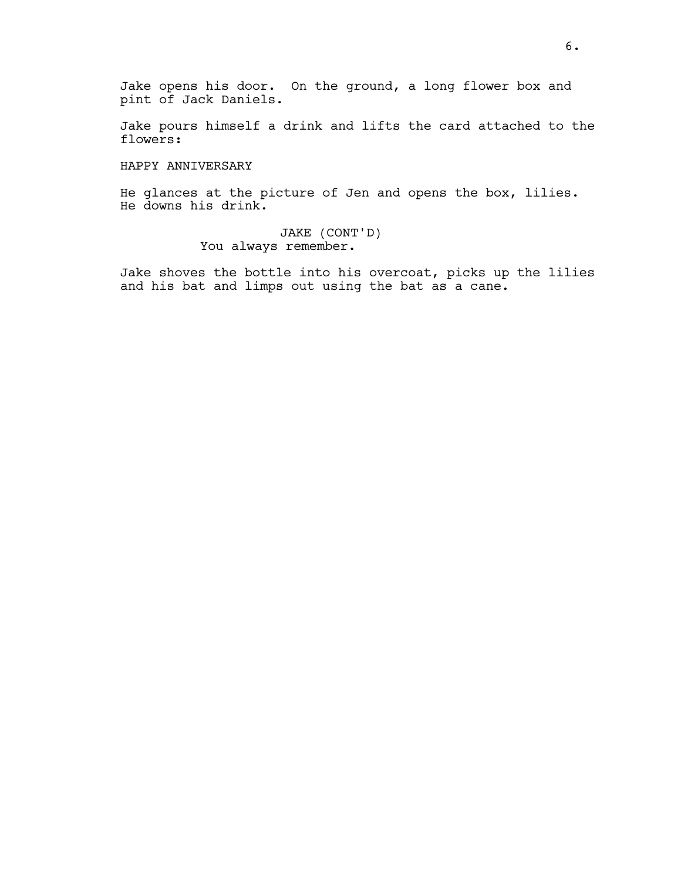Jake opens his door.  On the ground, a long flower box and pint of Jack Daniels.

Jake pours himself a drink and lifts the card attached to the flowers:

HAPPY ANNIVERSARY

He glances at the picture of Jen and opens the box, lilies. He downs his drink.

JAKE (CONT'D)
You always remember.

Jake shoves the bottle into his overcoat, picks up the lilies and his bat and limps out using the bat as a cane.